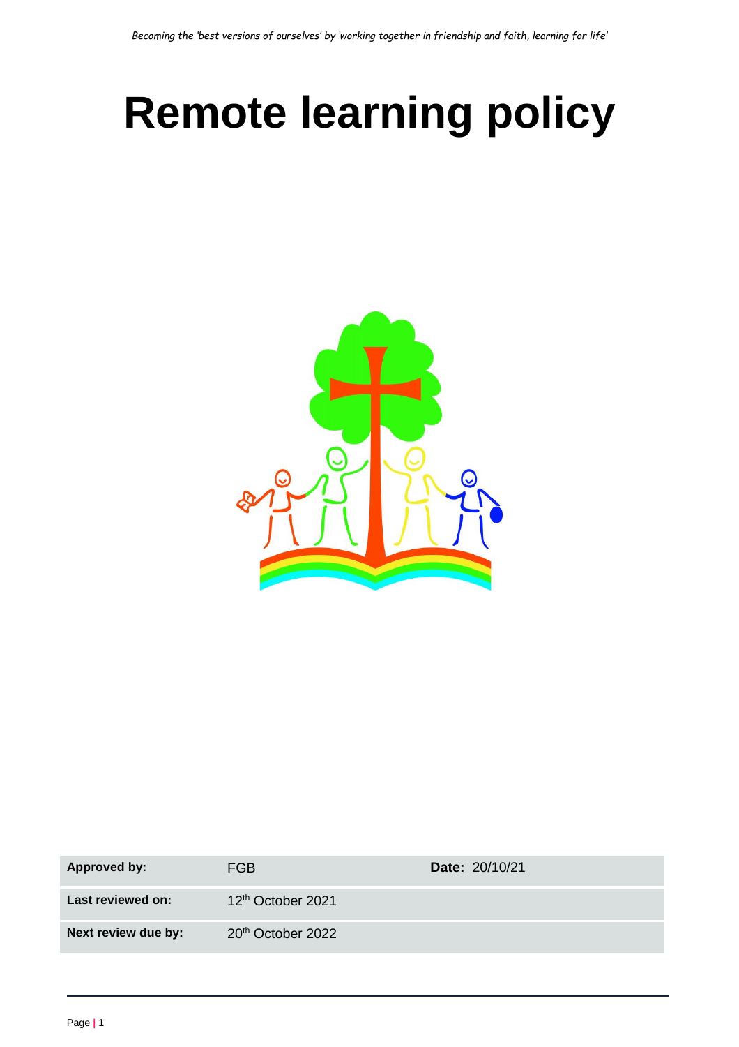*Becoming the 'best versions of ourselves' by 'working together in friendship and faith, learning for life'*

# Remote learning policy

| | | | |
|---|---|---|---|
| **Approved by:** | FGB | **Date:** 20/10/21 | |
| **Last reviewed on:** | 12th October 2021 | | |
| **Next review due by:** | 20th October 2022 | | |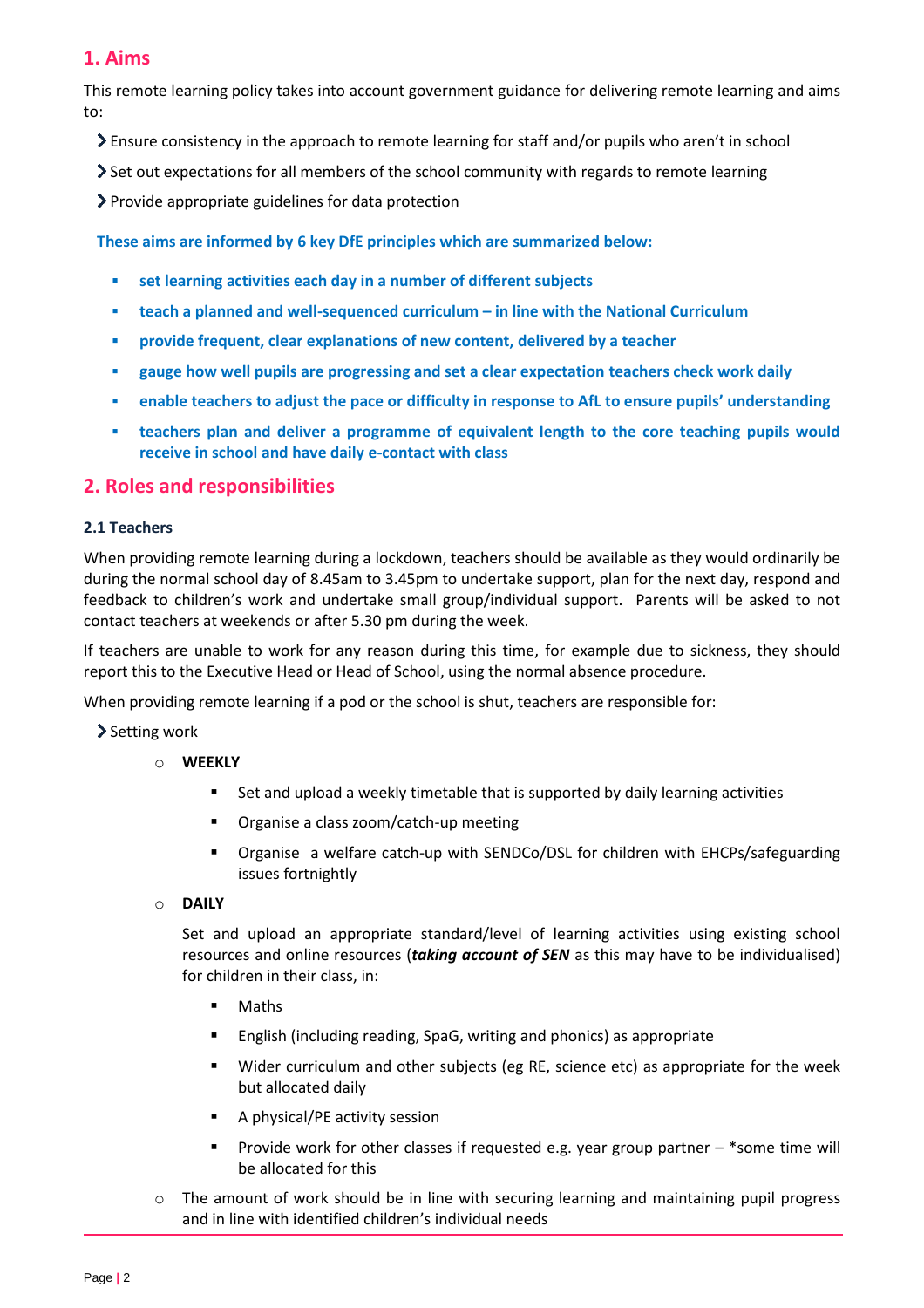## 1. Aims

This remote learning policy takes into account government guidance for delivering remote learning and aims to:

- Ensure consistency in the approach to remote learning for staff and/or pupils who aren't in school
- Set out expectations for all members of the school community with regards to remote learning
- Provide appropriate guidelines for data protection

**These aims are informed by 6 key DfE principles which are summarized below:**

- **set learning activities each day in a number of different subjects**
- **teach a planned and well-sequenced curriculum – in line with the National Curriculum**
- **provide frequent, clear explanations of new content, delivered by a teacher**
- **gauge how well pupils are progressing and set a clear expectation teachers check work daily**
- **enable teachers to adjust the pace or difficulty in response to AfL to ensure pupils' understanding**
- **teachers plan and deliver a programme of equivalent length to the core teaching pupils would receive in school and have daily e-contact with class**

## 2. Roles and responsibilities

### 2.1 Teachers

When providing remote learning during a lockdown, teachers should be available as they would ordinarily be during the normal school day of 8.45am to 3.45pm to undertake support, plan for the next day, respond and feedback to children's work and undertake small group/individual support. Parents will be asked to not contact teachers at weekends or after 5.30 pm during the week.

If teachers are unable to work for any reason during this time, for example due to sickness, they should report this to the Executive Head or Head of School, using the normal absence procedure.

When providing remote learning if a pod or the school is shut, teachers are responsible for:

- Setting work
  - **WEEKLY**
    - Set and upload a weekly timetable that is supported by daily learning activities
    - Organise a class zoom/catch-up meeting
    - Organise a welfare catch-up with SENDCo/DSL for children with EHCPs/safeguarding issues fortnightly
  - **DAILY**

    Set and upload an appropriate standard/level of learning activities using existing school resources and online resources (***taking account of SEN*** as this may have to be individualised) for children in their class, in:

    - Maths
    - English (including reading, SpaG, writing and phonics) as appropriate
    - Wider curriculum and other subjects (eg RE, science etc) as appropriate for the week but allocated daily
    - A physical/PE activity session
    - Provide work for other classes if requested e.g. year group partner – *some time will be allocated for this
  - The amount of work should be in line with securing learning and maintaining pupil progress and in line with identified children's individual needs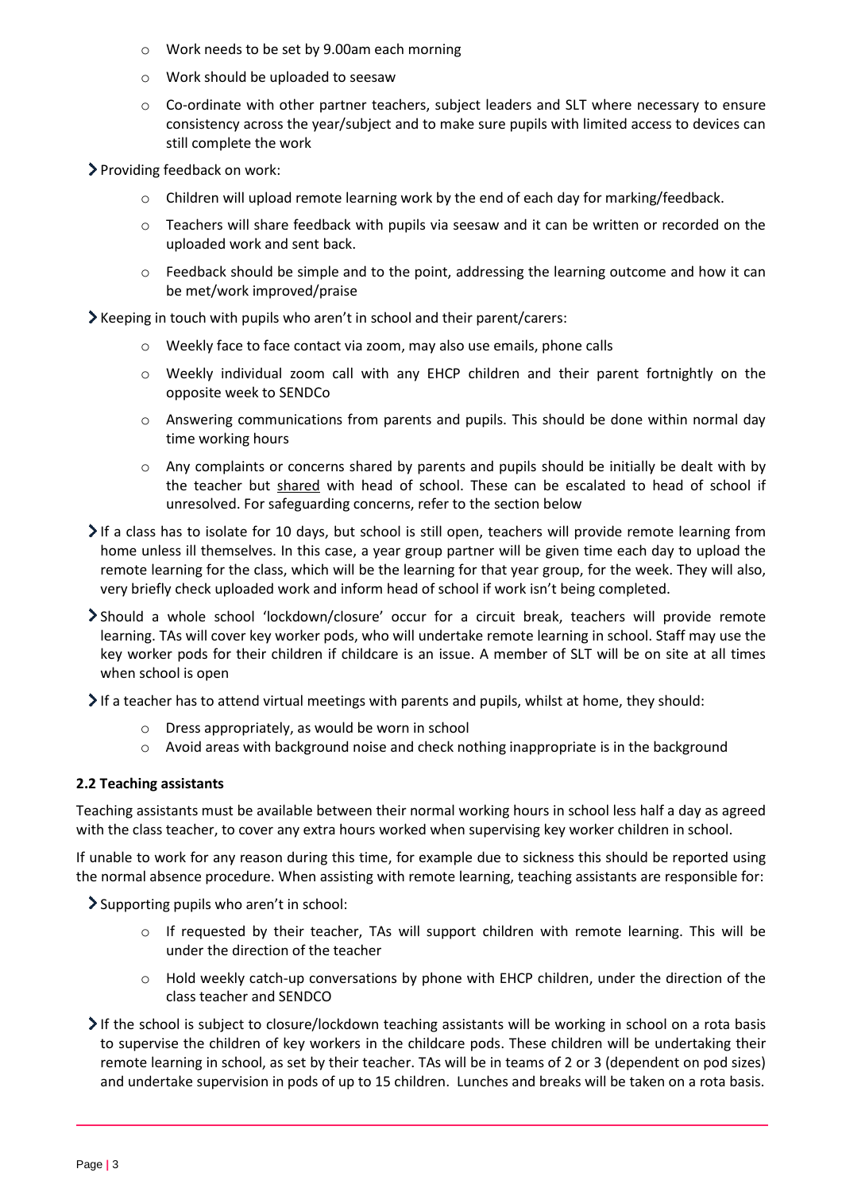- Work needs to be set by 9.00am each morning
  - Work should be uploaded to seesaw
  - Co-ordinate with other partner teachers, subject leaders and SLT where necessary to ensure consistency across the year/subject and to make sure pupils with limited access to devices can still complete the work

- Providing feedback on work:
  - Children will upload remote learning work by the end of each day for marking/feedback.
  - Teachers will share feedback with pupils via seesaw and it can be written or recorded on the uploaded work and sent back.
  - Feedback should be simple and to the point, addressing the learning outcome and how it can be met/work improved/praise

- Keeping in touch with pupils who aren't in school and their parent/carers:
  - Weekly face to face contact via zoom, may also use emails, phone calls
  - Weekly individual zoom call with any EHCP children and their parent fortnightly on the opposite week to SENDCo
  - Answering communications from parents and pupils. This should be done within normal day time working hours
  - Any complaints or concerns shared by parents and pupils should be initially be dealt with by the teacher but <u>shared</u> with head of school. These can be escalated to head of school if unresolved. For safeguarding concerns, refer to the section below

- If a class has to isolate for 10 days, but school is still open, teachers will provide remote learning from home unless ill themselves. In this case, a year group partner will be given time each day to upload the remote learning for the class, which will be the learning for that year group, for the week. They will also, very briefly check uploaded work and inform head of school if work isn't being completed.

- Should a whole school 'lockdown/closure' occur for a circuit break, teachers will provide remote learning. TAs will cover key worker pods, who will undertake remote learning in school. Staff may use the key worker pods for their children if childcare is an issue. A member of SLT will be on site at all times when school is open

- If a teacher has to attend virtual meetings with parents and pupils, whilst at home, they should:
  - Dress appropriately, as would be worn in school
  - Avoid areas with background noise and check nothing inappropriate is in the background

### 2.2 Teaching assistants

Teaching assistants must be available between their normal working hours in school less half a day as agreed with the class teacher, to cover any extra hours worked when supervising key worker children in school.

If unable to work for any reason during this time, for example due to sickness this should be reported using the normal absence procedure. When assisting with remote learning, teaching assistants are responsible for:

- Supporting pupils who aren't in school:
  - If requested by their teacher, TAs will support children with remote learning. This will be under the direction of the teacher
  - Hold weekly catch-up conversations by phone with EHCP children, under the direction of the class teacher and SENDCO

- If the school is subject to closure/lockdown teaching assistants will be working in school on a rota basis to supervise the children of key workers in the childcare pods. These children will be undertaking their remote learning in school, as set by their teacher. TAs will be in teams of 2 or 3 (dependent on pod sizes) and undertake supervision in pods of up to 15 children. Lunches and breaks will be taken on a rota basis.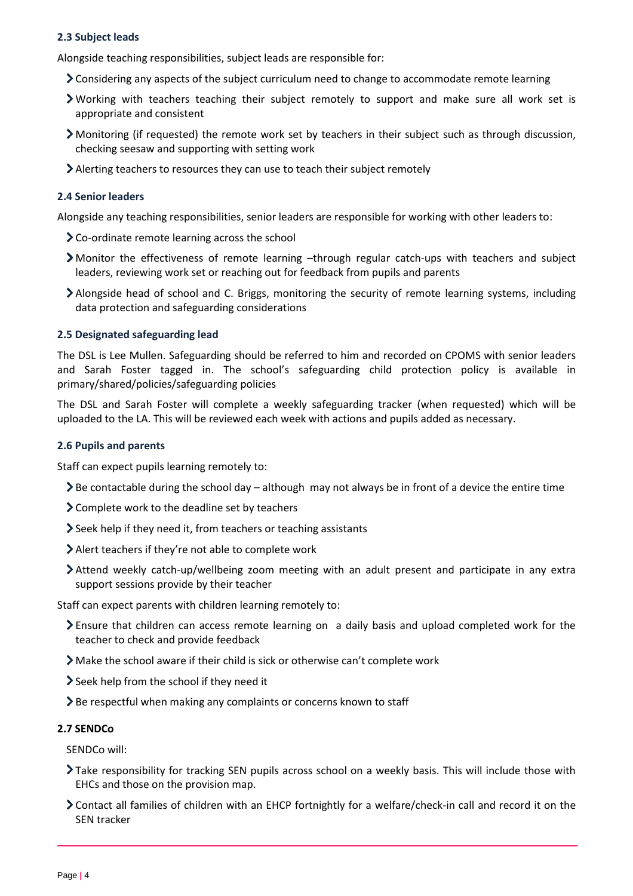### 2.3 Subject leads

Alongside teaching responsibilities, subject leads are responsible for:

- Considering any aspects of the subject curriculum need to change to accommodate remote learning
- Working with teachers teaching their subject remotely to support and make sure all work set is appropriate and consistent
- Monitoring (if requested) the remote work set by teachers in their subject such as through discussion, checking seesaw and supporting with setting work
- Alerting teachers to resources they can use to teach their subject remotely

### 2.4 Senior leaders

Alongside any teaching responsibilities, senior leaders are responsible for working with other leaders to:

- Co-ordinate remote learning across the school
- Monitor the effectiveness of remote learning –through regular catch-ups with teachers and subject leaders, reviewing work set or reaching out for feedback from pupils and parents
- Alongside head of school and C. Briggs, monitoring the security of remote learning systems, including data protection and safeguarding considerations

### 2.5 Designated safeguarding lead

The DSL is Lee Mullen. Safeguarding should be referred to him and recorded on CPOMS with senior leaders and Sarah Foster tagged in. The school's safeguarding child protection policy is available in primary/shared/policies/safeguarding policies

The DSL and Sarah Foster will complete a weekly safeguarding tracker (when requested) which will be uploaded to the LA. This will be reviewed each week with actions and pupils added as necessary.

### 2.6 Pupils and parents

Staff can expect pupils learning remotely to:

- Be contactable during the school day – although may not always be in front of a device the entire time
- Complete work to the deadline set by teachers
- Seek help if they need it, from teachers or teaching assistants
- Alert teachers if they're not able to complete work
- Attend weekly catch-up/wellbeing zoom meeting with an adult present and participate in any extra support sessions provide by their teacher

Staff can expect parents with children learning remotely to:

- Ensure that children can access remote learning on a daily basis and upload completed work for the teacher to check and provide feedback
- Make the school aware if their child is sick or otherwise can't complete work
- Seek help from the school if they need it
- Be respectful when making any complaints or concerns known to staff

### 2.7 SENDCo

SENDCo will:

- Take responsibility for tracking SEN pupils across school on a weekly basis. This will include those with EHCs and those on the provision map.
- Contact all families of children with an EHCP fortnightly for a welfare/check-in call and record it on the SEN tracker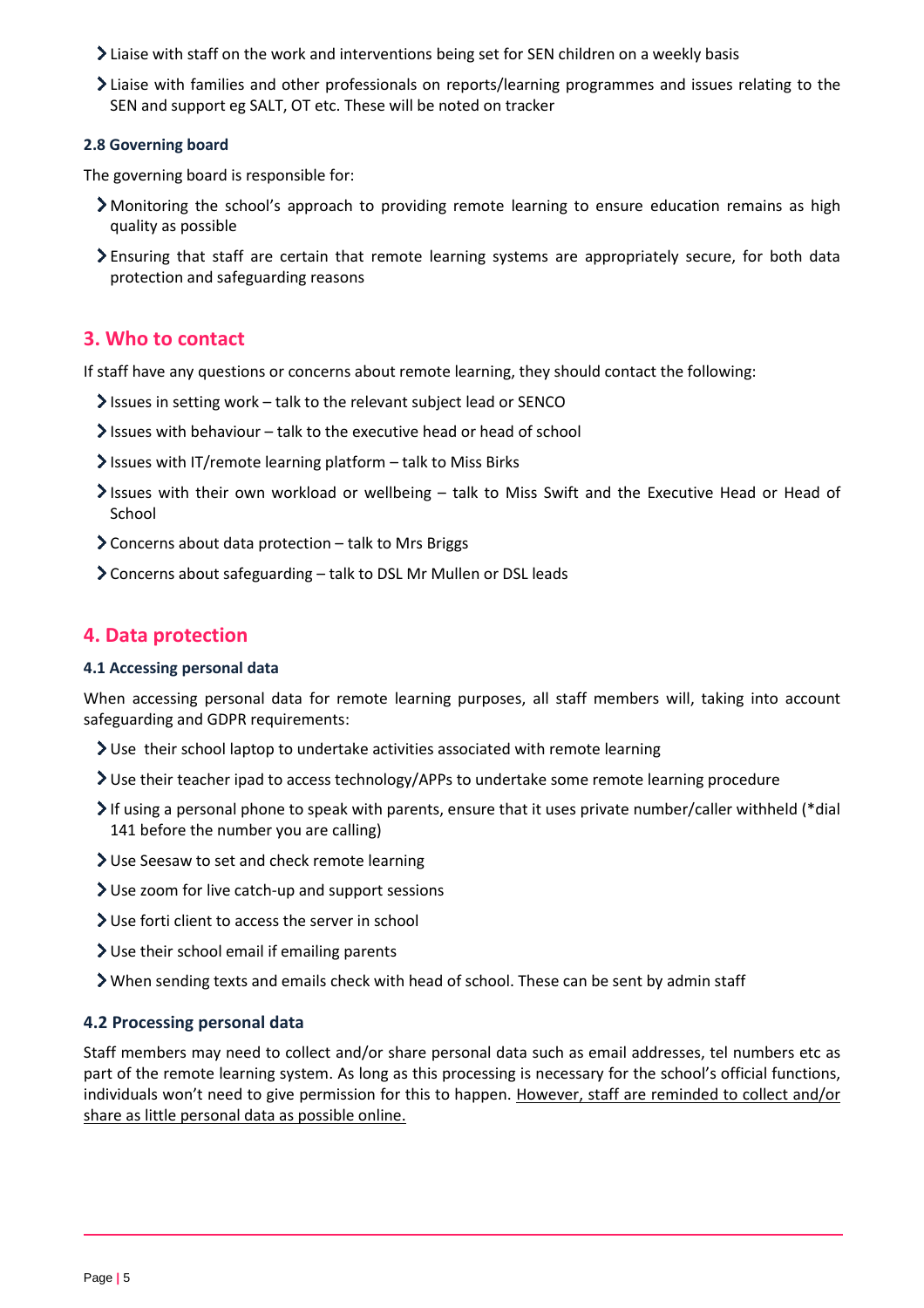- Liaise with staff on the work and interventions being set for SEN children on a weekly basis
- Liaise with families and other professionals on reports/learning programmes and issues relating to the SEN and support eg SALT, OT etc. These will be noted on tracker

### 2.8 Governing board

The governing board is responsible for:

- Monitoring the school's approach to providing remote learning to ensure education remains as high quality as possible
- Ensuring that staff are certain that remote learning systems are appropriately secure, for both data protection and safeguarding reasons

## 3. Who to contact

If staff have any questions or concerns about remote learning, they should contact the following:

- Issues in setting work – talk to the relevant subject lead or SENCO
- Issues with behaviour – talk to the executive head or head of school
- Issues with IT/remote learning platform – talk to Miss Birks
- Issues with their own workload or wellbeing – talk to Miss Swift and the Executive Head or Head of School
- Concerns about data protection – talk to Mrs Briggs
- Concerns about safeguarding – talk to DSL Mr Mullen or DSL leads

## 4. Data protection

### 4.1 Accessing personal data

When accessing personal data for remote learning purposes, all staff members will, taking into account safeguarding and GDPR requirements:

- Use their school laptop to undertake activities associated with remote learning
- Use their teacher ipad to access technology/APPs to undertake some remote learning procedure
- If using a personal phone to speak with parents, ensure that it uses private number/caller withheld (*dial 141 before the number you are calling)
- Use Seesaw to set and check remote learning
- Use zoom for live catch-up and support sessions
- Use forti client to access the server in school
- Use their school email if emailing parents
- When sending texts and emails check with head of school. These can be sent by admin staff

### 4.2 Processing personal data

Staff members may need to collect and/or share personal data such as email addresses, tel numbers etc as part of the remote learning system. As long as this processing is necessary for the school's official functions, individuals won't need to give permission for this to happen. <u>However, staff are reminded to collect and/or share as little personal data as possible online.</u>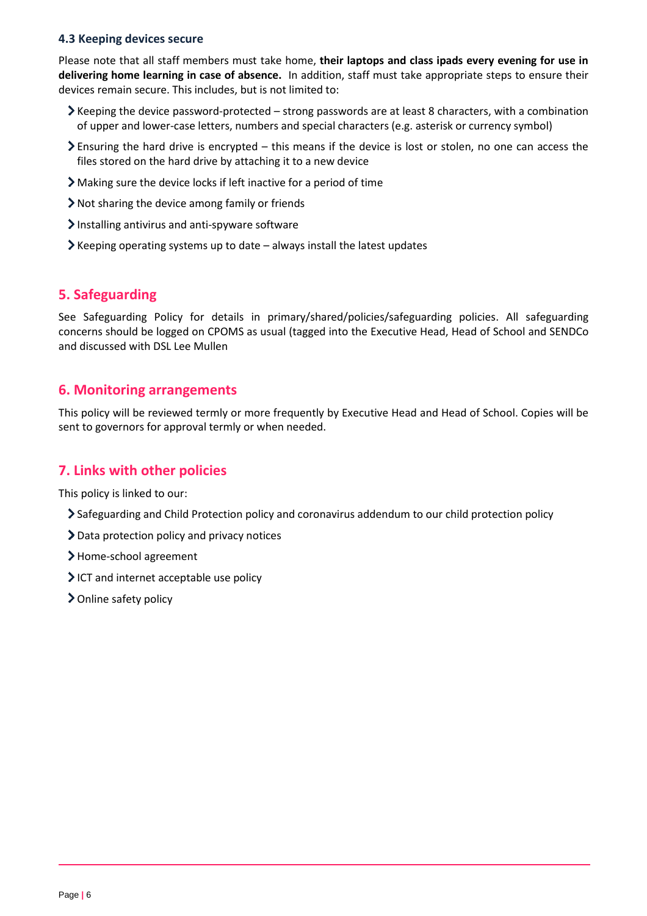### 4.3 Keeping devices secure

Please note that all staff members must take home, **their laptops and class ipads every evening for use in delivering home learning in case of absence.** In addition, staff must take appropriate steps to ensure their devices remain secure. This includes, but is not limited to:

- Keeping the device password-protected – strong passwords are at least 8 characters, with a combination of upper and lower-case letters, numbers and special characters (e.g. asterisk or currency symbol)
- Ensuring the hard drive is encrypted – this means if the device is lost or stolen, no one can access the files stored on the hard drive by attaching it to a new device
- Making sure the device locks if left inactive for a period of time
- Not sharing the device among family or friends
- Installing antivirus and anti-spyware software
- Keeping operating systems up to date – always install the latest updates

## 5. Safeguarding

See Safeguarding Policy for details in primary/shared/policies/safeguarding policies. All safeguarding concerns should be logged on CPOMS as usual (tagged into the Executive Head, Head of School and SENDCo and discussed with DSL Lee Mullen

## 6. Monitoring arrangements

This policy will be reviewed termly or more frequently by Executive Head and Head of School. Copies will be sent to governors for approval termly or when needed.

## 7. Links with other policies

This policy is linked to our:

- Safeguarding and Child Protection policy and coronavirus addendum to our child protection policy
- Data protection policy and privacy notices
- Home-school agreement
- ICT and internet acceptable use policy
- Online safety policy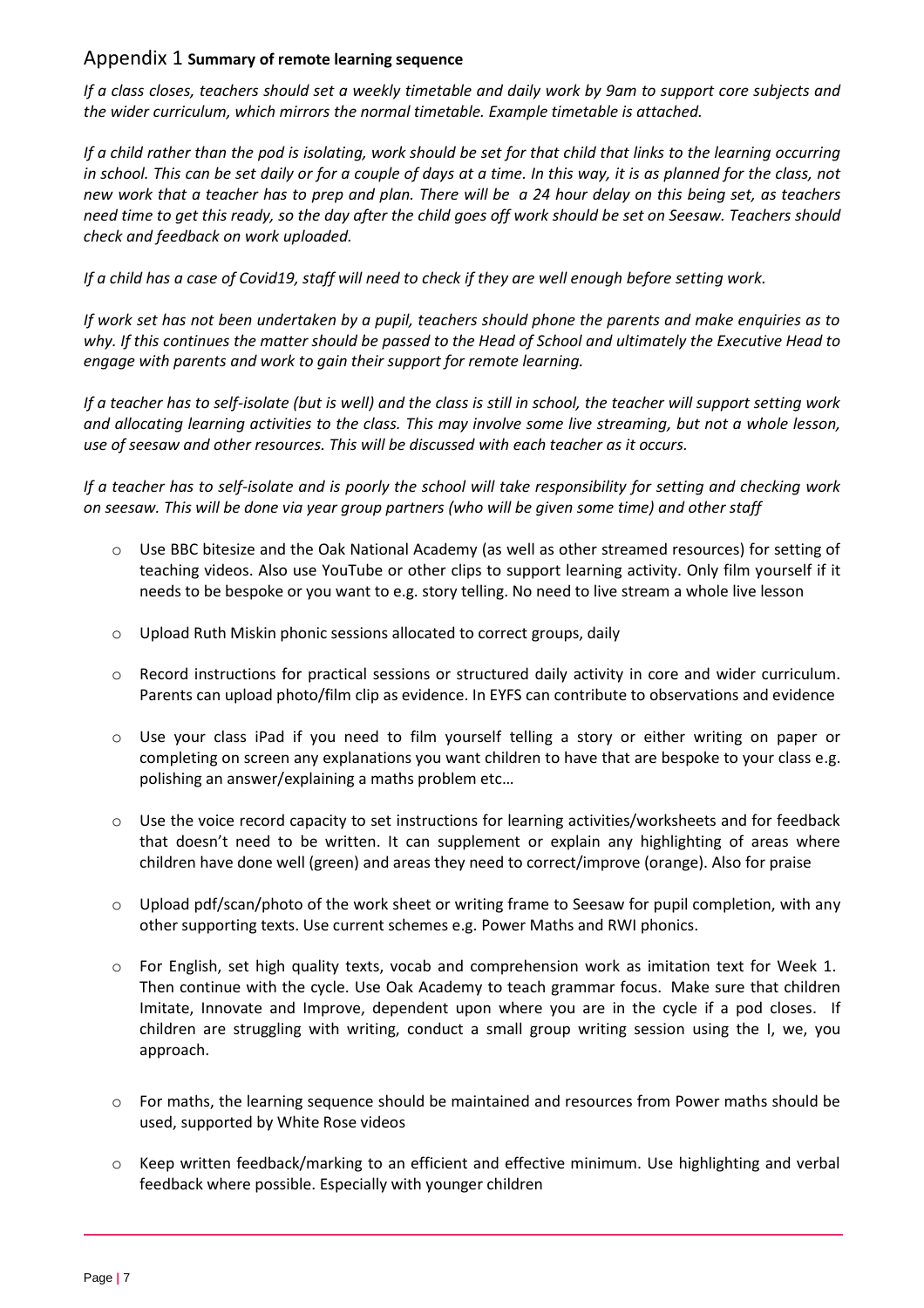## Appendix 1 **Summary of remote learning sequence**

*If a class closes, teachers should set a weekly timetable and daily work by 9am to support core subjects and the wider curriculum, which mirrors the normal timetable. Example timetable is attached.*

*If a child rather than the pod is isolating, work should be set for that child that links to the learning occurring in school. This can be set daily or for a couple of days at a time. In this way, it is as planned for the class, not new work that a teacher has to prep and plan. There will be a 24 hour delay on this being set, as teachers need time to get this ready, so the day after the child goes off work should be set on Seesaw. Teachers should check and feedback on work uploaded.*

*If a child has a case of Covid19, staff will need to check if they are well enough before setting work.*

*If work set has not been undertaken by a pupil, teachers should phone the parents and make enquiries as to why. If this continues the matter should be passed to the Head of School and ultimately the Executive Head to engage with parents and work to gain their support for remote learning.*

*If a teacher has to self-isolate (but is well) and the class is still in school, the teacher will support setting work and allocating learning activities to the class. This may involve some live streaming, but not a whole lesson, use of seesaw and other resources. This will be discussed with each teacher as it occurs.*

*If a teacher has to self-isolate and is poorly the school will take responsibility for setting and checking work on seesaw. This will be done via year group partners (who will be given some time) and other staff*

- Use BBC bitesize and the Oak National Academy (as well as other streamed resources) for setting of teaching videos. Also use YouTube or other clips to support learning activity. Only film yourself if it needs to be bespoke or you want to e.g. story telling. No need to live stream a whole live lesson
- Upload Ruth Miskin phonic sessions allocated to correct groups, daily
- Record instructions for practical sessions or structured daily activity in core and wider curriculum. Parents can upload photo/film clip as evidence. In EYFS can contribute to observations and evidence
- Use your class iPad if you need to film yourself telling a story or either writing on paper or completing on screen any explanations you want children to have that are bespoke to your class e.g. polishing an answer/explaining a maths problem etc…
- Use the voice record capacity to set instructions for learning activities/worksheets and for feedback that doesn't need to be written. It can supplement or explain any highlighting of areas where children have done well (green) and areas they need to correct/improve (orange). Also for praise
- Upload pdf/scan/photo of the work sheet or writing frame to Seesaw for pupil completion, with any other supporting texts. Use current schemes e.g. Power Maths and RWI phonics.
- For English, set high quality texts, vocab and comprehension work as imitation text for Week 1. Then continue with the cycle. Use Oak Academy to teach grammar focus. Make sure that children Imitate, Innovate and Improve, dependent upon where you are in the cycle if a pod closes. If children are struggling with writing, conduct a small group writing session using the I, we, you approach.
- For maths, the learning sequence should be maintained and resources from Power maths should be used, supported by White Rose videos
- Keep written feedback/marking to an efficient and effective minimum. Use highlighting and verbal feedback where possible. Especially with younger children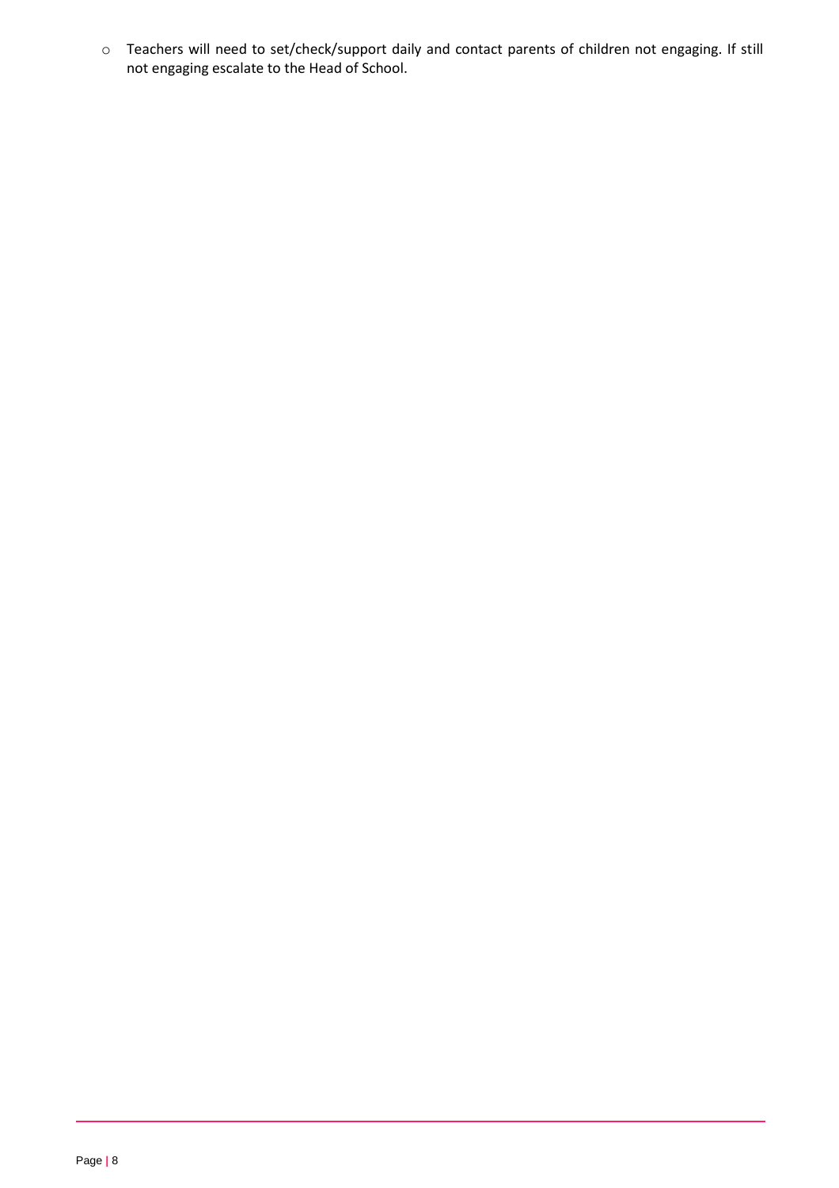- Teachers will need to set/check/support daily and contact parents of children not engaging. If still not engaging escalate to the Head of School.